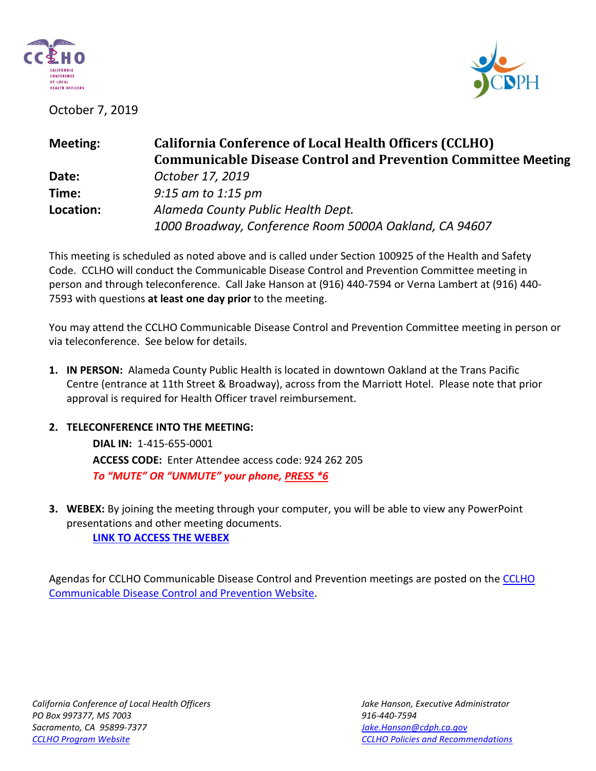October 7, 2019

| | |
|---|---|
| **Meeting:** | **California Conference of Local Health Officers (CCLHO) Communicable Disease Control and Prevention Committee Meeting** |
| **Date:** | *October 17, 2019* |
| **Time:** | *9:15 am to 1:15 pm* |
| **Location:** | *Alameda County Public Health Dept.*<br>*1000 Broadway, Conference Room 5000A Oakland, CA 94607* |

This meeting is scheduled as noted above and is called under Section 100925 of the Health and Safety Code. CCLHO will conduct the Communicable Disease Control and Prevention Committee meeting in person and through teleconference. Call Jake Hanson at (916) 440-7594 or Verna Lambert at (916) 440-7593 with questions **at least one day prior** to the meeting.

You may attend the CCLHO Communicable Disease Control and Prevention Committee meeting in person or via teleconference. See below for details.

1. **IN PERSON:** Alameda County Public Health is located in downtown Oakland at the Trans Pacific Centre (entrance at 11th Street & Broadway), across from the Marriott Hotel. Please note that prior approval is required for Health Officer travel reimbursement.

2. **TELECONFERENCE INTO THE MEETING:**

   **DIAL IN:** 1-415-655-0001

   **ACCESS CODE:** Enter Attendee access code: 924 262 205

   ***To "MUTE" OR "UNMUTE" your phone, PRESS *6***

3. **WEBEX:** By joining the meeting through your computer, you will be able to view any PowerPoint presentations and other meeting documents.

   **LINK TO ACCESS THE WEBEX**

Agendas for CCLHO Communicable Disease Control and Prevention meetings are posted on the CCLHO Communicable Disease Control and Prevention Website.

*California Conference of Local Health Officers*
*PO Box 997377, MS 7003*
*Sacramento, CA 95899-7377*
*CCLHO Program Website*

*Jake Hanson, Executive Administrator*
*916-440-7594*
*Jake.Hanson@cdph.ca.gov*
*CCLHO Policies and Recommendations*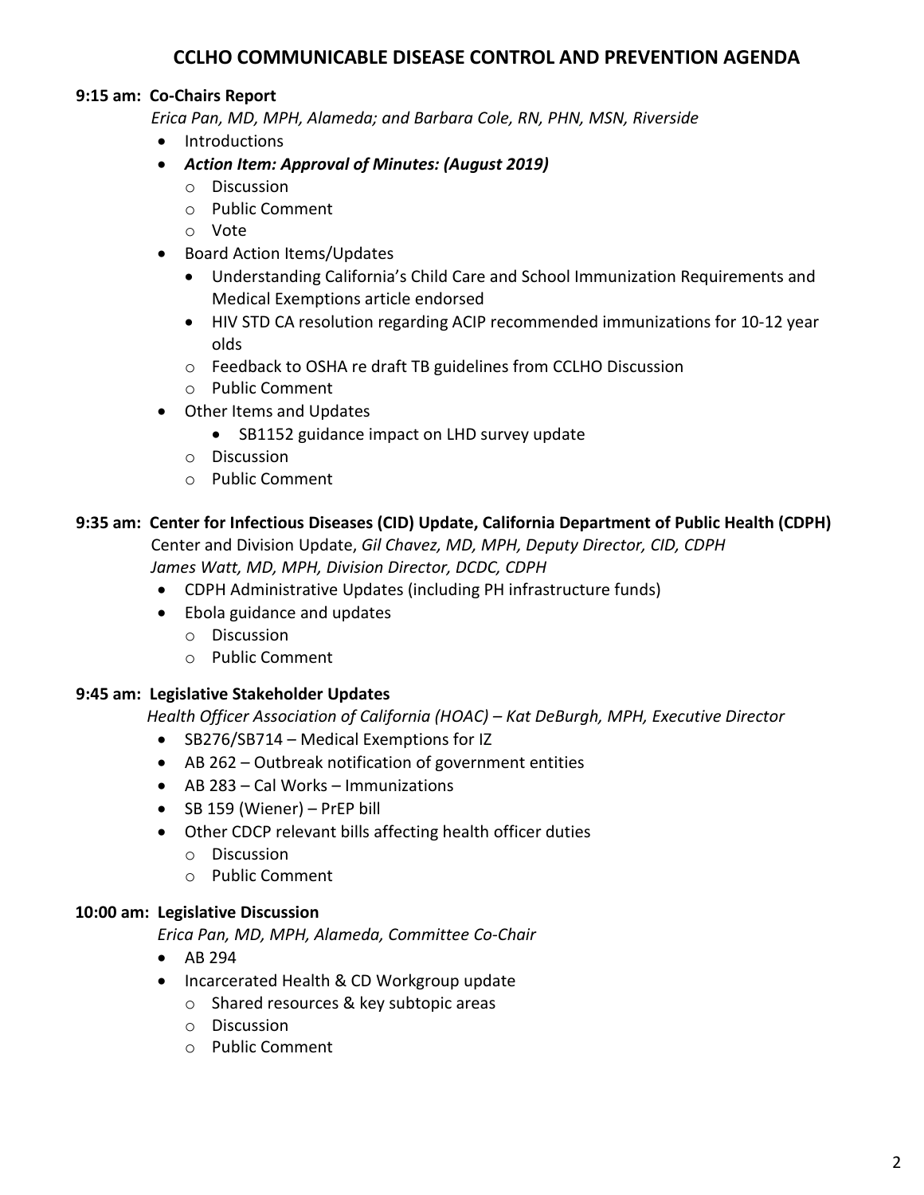# CCLHO COMMUNICABLE DISEASE CONTROL AND PREVENTION AGENDA

**9:15 am: Co-Chairs Report**

*Erica Pan, MD, MPH, Alameda; and Barbara Cole, RN, PHN, MSN, Riverside*

- Introductions
- ***Action Item: Approval of Minutes: (August 2019)***
  - Discussion
  - Public Comment
  - Vote
- Board Action Items/Updates
  - Understanding California's Child Care and School Immunization Requirements and Medical Exemptions article endorsed
  - HIV STD CA resolution regarding ACIP recommended immunizations for 10-12 year olds
  - Feedback to OSHA re draft TB guidelines from CCLHO Discussion
  - Public Comment
- Other Items and Updates
  - SB1152 guidance impact on LHD survey update
  - Discussion
  - Public Comment

**9:35 am: Center for Infectious Diseases (CID) Update, California Department of Public Health (CDPH)**

Center and Division Update, *Gil Chavez, MD, MPH, Deputy Director, CID, CDPH*
*James Watt, MD, MPH, Division Director, DCDC, CDPH*

- CDPH Administrative Updates (including PH infrastructure funds)
- Ebola guidance and updates
  - Discussion
  - Public Comment

**9:45 am: Legislative Stakeholder Updates**

*Health Officer Association of California (HOAC) – Kat DeBurgh, MPH, Executive Director*

- SB276/SB714 – Medical Exemptions for IZ
- AB 262 – Outbreak notification of government entities
- AB 283 – Cal Works – Immunizations
- SB 159 (Wiener) – PrEP bill
- Other CDCP relevant bills affecting health officer duties
  - Discussion
  - Public Comment

**10:00 am: Legislative Discussion**

*Erica Pan, MD, MPH, Alameda, Committee Co-Chair*

- AB 294
- Incarcerated Health & CD Workgroup update
  - Shared resources & key subtopic areas
  - Discussion
  - Public Comment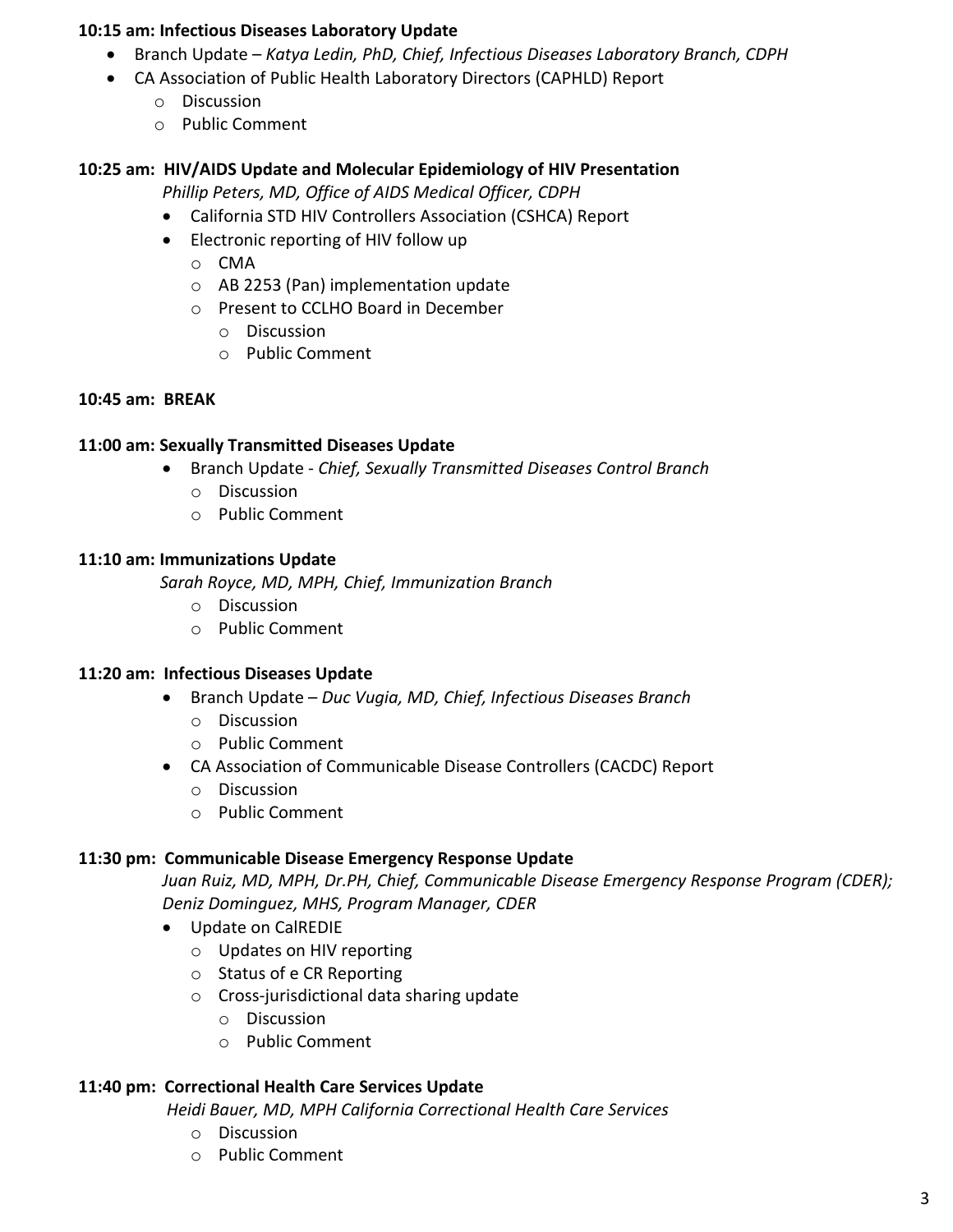**10:15 am: Infectious Diseases Laboratory Update**

- Branch Update – *Katya Ledin, PhD, Chief, Infectious Diseases Laboratory Branch, CDPH*
- CA Association of Public Health Laboratory Directors (CAPHLD) Report
  - Discussion
  - Public Comment

**10:25 am: HIV/AIDS Update and Molecular Epidemiology of HIV Presentation**

*Phillip Peters, MD, Office of AIDS Medical Officer, CDPH*

- California STD HIV Controllers Association (CSHCA) Report
- Electronic reporting of HIV follow up
  - CMA
  - AB 2253 (Pan) implementation update
  - Present to CCLHO Board in December
    - Discussion
    - Public Comment

**10:45 am: BREAK**

**11:00 am: Sexually Transmitted Diseases Update**

- Branch Update - *Chief, Sexually Transmitted Diseases Control Branch*
  - Discussion
  - Public Comment

**11:10 am: Immunizations Update**

*Sarah Royce, MD, MPH, Chief, Immunization Branch*

- Discussion
- Public Comment

**11:20 am: Infectious Diseases Update**

- Branch Update – *Duc Vugia, MD, Chief, Infectious Diseases Branch*
  - Discussion
  - Public Comment
- CA Association of Communicable Disease Controllers (CACDC) Report
  - Discussion
  - Public Comment

**11:30 pm: Communicable Disease Emergency Response Update**

*Juan Ruiz, MD, MPH, Dr.PH, Chief, Communicable Disease Emergency Response Program (CDER); Deniz Dominguez, MHS, Program Manager, CDER*

- Update on CalREDIE
  - Updates on HIV reporting
  - Status of e CR Reporting
  - Cross-jurisdictional data sharing update
    - Discussion
    - Public Comment

**11:40 pm: Correctional Health Care Services Update**

*Heidi Bauer, MD, MPH California Correctional Health Care Services*

- Discussion
- Public Comment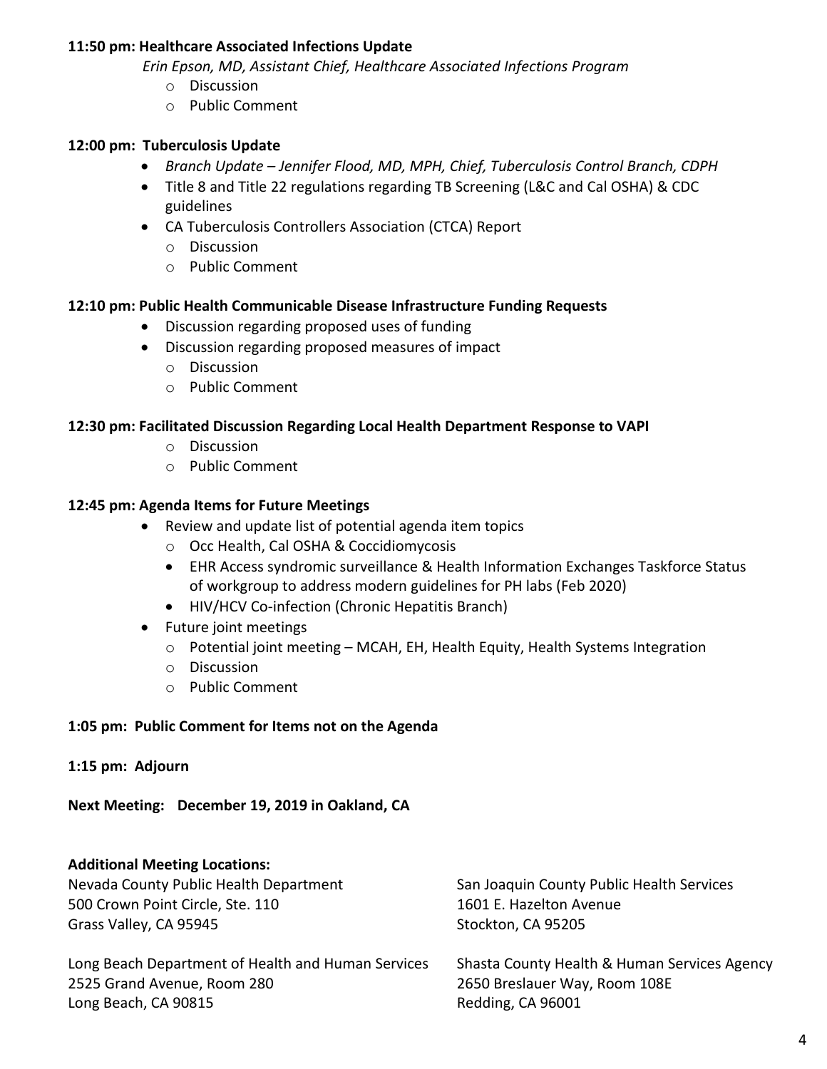**11:50 pm: Healthcare Associated Infections Update**

*Erin Epson, MD, Assistant Chief, Healthcare Associated Infections Program*

- Discussion
- Public Comment

**12:00 pm: Tuberculosis Update**

- *Branch Update – Jennifer Flood, MD, MPH, Chief, Tuberculosis Control Branch, CDPH*
- Title 8 and Title 22 regulations regarding TB Screening (L&C and Cal OSHA) & CDC guidelines
- CA Tuberculosis Controllers Association (CTCA) Report
  - Discussion
  - Public Comment

**12:10 pm: Public Health Communicable Disease Infrastructure Funding Requests**

- Discussion regarding proposed uses of funding
- Discussion regarding proposed measures of impact
  - Discussion
  - Public Comment

**12:30 pm: Facilitated Discussion Regarding Local Health Department Response to VAPI**

- Discussion
- Public Comment

**12:45 pm: Agenda Items for Future Meetings**

- Review and update list of potential agenda item topics
  - Occ Health, Cal OSHA & Coccidiomycosis
  - EHR Access syndromic surveillance & Health Information Exchanges Taskforce Status of workgroup to address modern guidelines for PH labs (Feb 2020)
  - HIV/HCV Co-infection (Chronic Hepatitis Branch)
- Future joint meetings
  - Potential joint meeting – MCAH, EH, Health Equity, Health Systems Integration
  - Discussion
  - Public Comment

**1:05 pm: Public Comment for Items not on the Agenda**

**1:15 pm: Adjourn**

**Next Meeting: December 19, 2019 in Oakland, CA**

**Additional Meeting Locations:**

Nevada County Public Health Department
500 Crown Point Circle, Ste. 110
Grass Valley, CA 95945

Long Beach Department of Health and Human Services
2525 Grand Avenue, Room 280
Long Beach, CA 90815

San Joaquin County Public Health Services
1601 E. Hazelton Avenue
Stockton, CA 95205

Shasta County Health & Human Services Agency
2650 Breslauer Way, Room 108E
Redding, CA 96001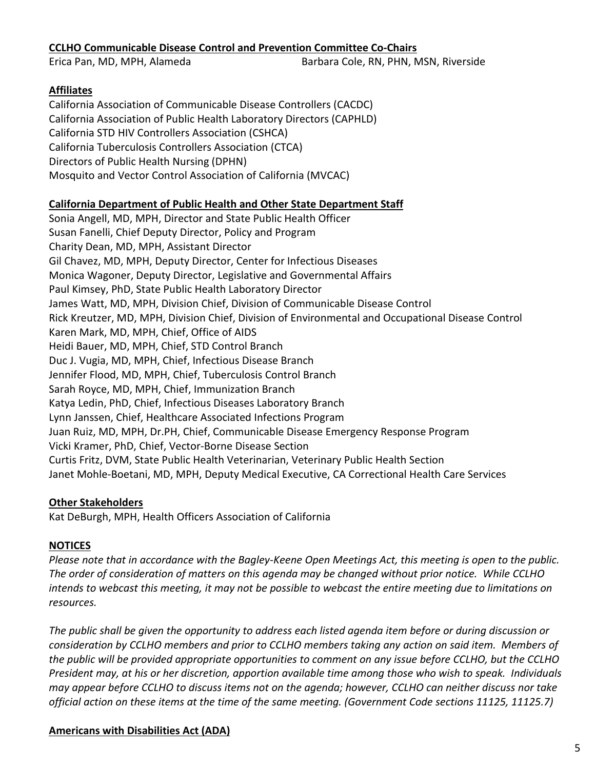**CCLHO Communicable Disease Control and Prevention Committee Co-Chairs**

Erica Pan, MD, MPH, Alameda
Barbara Cole, RN, PHN, MSN, Riverside

**Affiliates**

California Association of Communicable Disease Controllers (CACDC)
California Association of Public Health Laboratory Directors (CAPHLD)
California STD HIV Controllers Association (CSHCA)
California Tuberculosis Controllers Association (CTCA)
Directors of Public Health Nursing (DPHN)
Mosquito and Vector Control Association of California (MVCAC)

**California Department of Public Health and Other State Department Staff**

Sonia Angell, MD, MPH, Director and State Public Health Officer
Susan Fanelli, Chief Deputy Director, Policy and Program
Charity Dean, MD, MPH, Assistant Director
Gil Chavez, MD, MPH, Deputy Director, Center for Infectious Diseases
Monica Wagoner, Deputy Director, Legislative and Governmental Affairs
Paul Kimsey, PhD, State Public Health Laboratory Director
James Watt, MD, MPH, Division Chief, Division of Communicable Disease Control
Rick Kreutzer, MD, MPH, Division Chief, Division of Environmental and Occupational Disease Control
Karen Mark, MD, MPH, Chief, Office of AIDS
Heidi Bauer, MD, MPH, Chief, STD Control Branch
Duc J. Vugia, MD, MPH, Chief, Infectious Disease Branch
Jennifer Flood, MD, MPH, Chief, Tuberculosis Control Branch
Sarah Royce, MD, MPH, Chief, Immunization Branch
Katya Ledin, PhD, Chief, Infectious Diseases Laboratory Branch
Lynn Janssen, Chief, Healthcare Associated Infections Program
Juan Ruiz, MD, MPH, Dr.PH, Chief, Communicable Disease Emergency Response Program
Vicki Kramer, PhD, Chief, Vector-Borne Disease Section
Curtis Fritz, DVM, State Public Health Veterinarian, Veterinary Public Health Section
Janet Mohle-Boetani, MD, MPH, Deputy Medical Executive, CA Correctional Health Care Services

**Other Stakeholders**

Kat DeBurgh, MPH, Health Officers Association of California

**NOTICES**

*Please note that in accordance with the Bagley-Keene Open Meetings Act, this meeting is open to the public. The order of consideration of matters on this agenda may be changed without prior notice. While CCLHO intends to webcast this meeting, it may not be possible to webcast the entire meeting due to limitations on resources.*

*The public shall be given the opportunity to address each listed agenda item before or during discussion or consideration by CCLHO members and prior to CCLHO members taking any action on said item. Members of the public will be provided appropriate opportunities to comment on any issue before CCLHO, but the CCLHO President may, at his or her discretion, apportion available time among those who wish to speak. Individuals may appear before CCLHO to discuss items not on the agenda; however, CCLHO can neither discuss nor take official action on these items at the time of the same meeting. (Government Code sections 11125, 11125.7)*

**Americans with Disabilities Act (ADA)**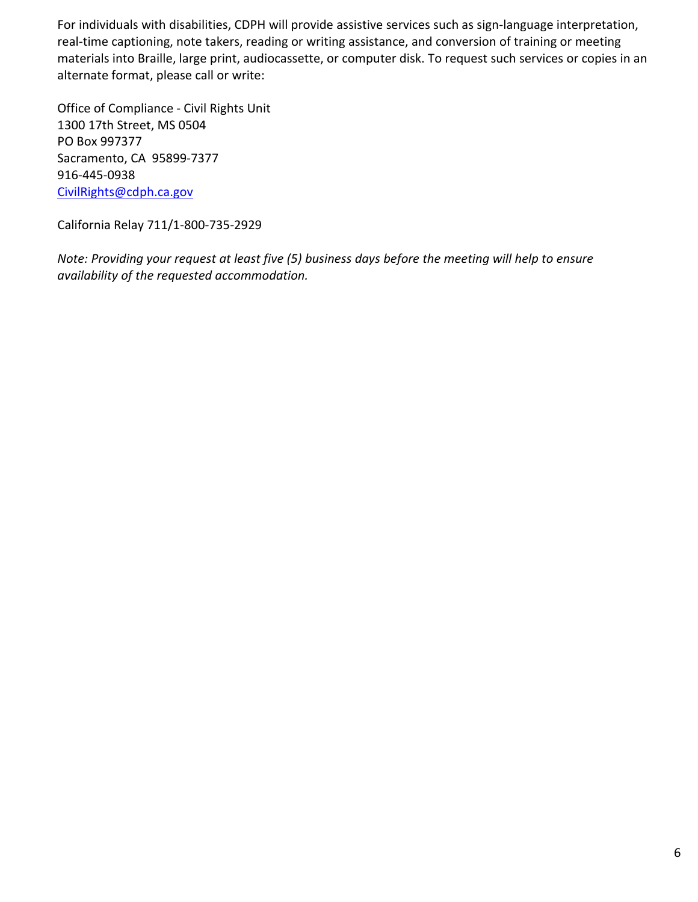For individuals with disabilities, CDPH will provide assistive services such as sign-language interpretation, real-time captioning, note takers, reading or writing assistance, and conversion of training or meeting materials into Braille, large print, audiocassette, or computer disk. To request such services or copies in an alternate format, please call or write:

Office of Compliance - Civil Rights Unit
1300 17th Street, MS 0504
PO Box 997377
Sacramento, CA 95899-7377
916-445-0938
CivilRights@cdph.ca.gov

California Relay 711/1-800-735-2929

*Note: Providing your request at least five (5) business days before the meeting will help to ensure availability of the requested accommodation.*